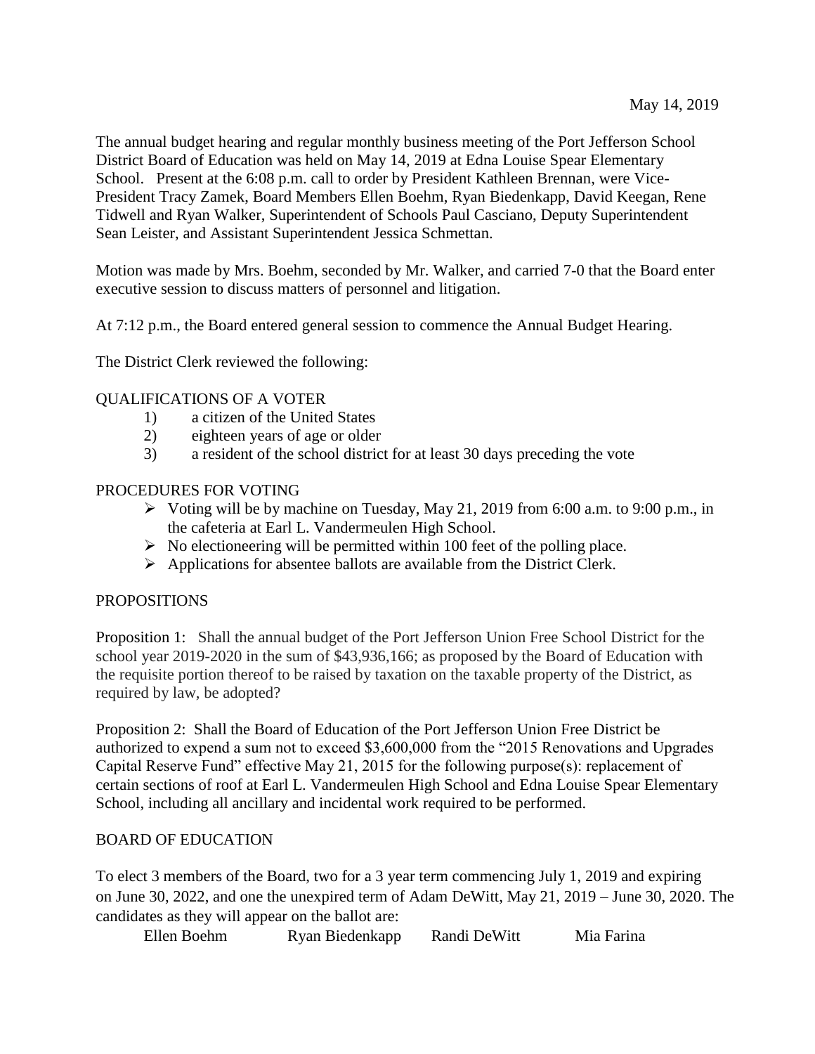May 14, 2019

The annual budget hearing and regular monthly business meeting of the Port Jefferson School District Board of Education was held on May 14, 2019 at Edna Louise Spear Elementary School. Present at the 6:08 p.m. call to order by President Kathleen Brennan, were Vice-President Tracy Zamek, Board Members Ellen Boehm, Ryan Biedenkapp, David Keegan, Rene Tidwell and Ryan Walker, Superintendent of Schools Paul Casciano, Deputy Superintendent Sean Leister, and Assistant Superintendent Jessica Schmettan.

Motion was made by Mrs. Boehm, seconded by Mr. Walker, and carried 7-0 that the Board enter executive session to discuss matters of personnel and litigation.

At 7:12 p.m., the Board entered general session to commence the Annual Budget Hearing.

The District Clerk reviewed the following:

QUALIFICATIONS OF A VOTER

1) a citizen of the United States
2) eighteen years of age or older
3) a resident of the school district for at least 30 days preceding the vote

PROCEDURES FOR VOTING

- Voting will be by machine on Tuesday, May 21, 2019 from 6:00 a.m. to 9:00 p.m., in the cafeteria at Earl L. Vandermeulen High School.
- No electioneering will be permitted within 100 feet of the polling place.
- Applications for absentee ballots are available from the District Clerk.

PROPOSITIONS

Proposition 1: Shall the annual budget of the Port Jefferson Union Free School District for the school year 2019-2020 in the sum of $43,936,166; as proposed by the Board of Education with the requisite portion thereof to be raised by taxation on the taxable property of the District, as required by law, be adopted?

Proposition 2: Shall the Board of Education of the Port Jefferson Union Free District be authorized to expend a sum not to exceed $3,600,000 from the "2015 Renovations and Upgrades Capital Reserve Fund" effective May 21, 2015 for the following purpose(s): replacement of certain sections of roof at Earl L. Vandermeulen High School and Edna Louise Spear Elementary School, including all ancillary and incidental work required to be performed.

BOARD OF EDUCATION

To elect 3 members of the Board, two for a 3 year term commencing July 1, 2019 and expiring on June 30, 2022, and one the unexpired term of Adam DeWitt, May 21, 2019 – June 30, 2020. The candidates as they will appear on the ballot are:

Ellen Boehm    Ryan Biedenkapp    Randi DeWitt    Mia Farina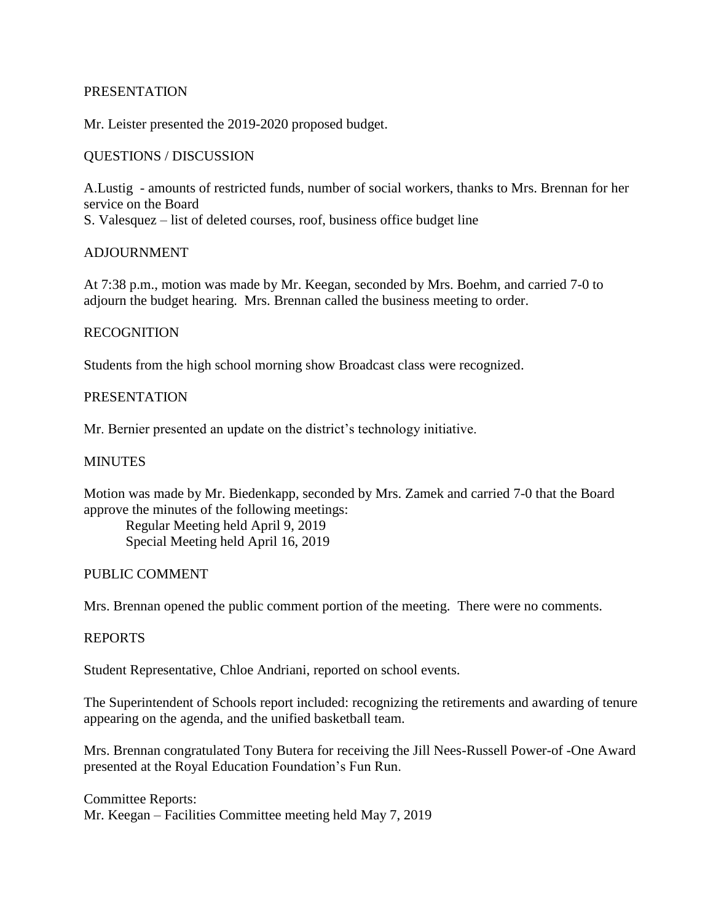## PRESENTATION

Mr. Leister presented the 2019-2020 proposed budget.

## QUESTIONS / DISCUSSION

A.Lustig - amounts of restricted funds, number of social workers, thanks to Mrs. Brennan for her service on the Board
S. Valesquez – list of deleted courses, roof, business office budget line

## ADJOURNMENT

At 7:38 p.m., motion was made by Mr. Keegan, seconded by Mrs. Boehm, and carried 7-0 to adjourn the budget hearing. Mrs. Brennan called the business meeting to order.

## RECOGNITION

Students from the high school morning show Broadcast class were recognized.

## PRESENTATION

Mr. Bernier presented an update on the district's technology initiative.

## MINUTES

Motion was made by Mr. Biedenkapp, seconded by Mrs. Zamek and carried 7-0 that the Board approve the minutes of the following meetings:

Regular Meeting held April 9, 2019
Special Meeting held April 16, 2019

## PUBLIC COMMENT

Mrs. Brennan opened the public comment portion of the meeting. There were no comments.

## REPORTS

Student Representative, Chloe Andriani, reported on school events.

The Superintendent of Schools report included: recognizing the retirements and awarding of tenure appearing on the agenda, and the unified basketball team.

Mrs. Brennan congratulated Tony Butera for receiving the Jill Nees-Russell Power-of -One Award presented at the Royal Education Foundation's Fun Run.

Committee Reports:
Mr. Keegan – Facilities Committee meeting held May 7, 2019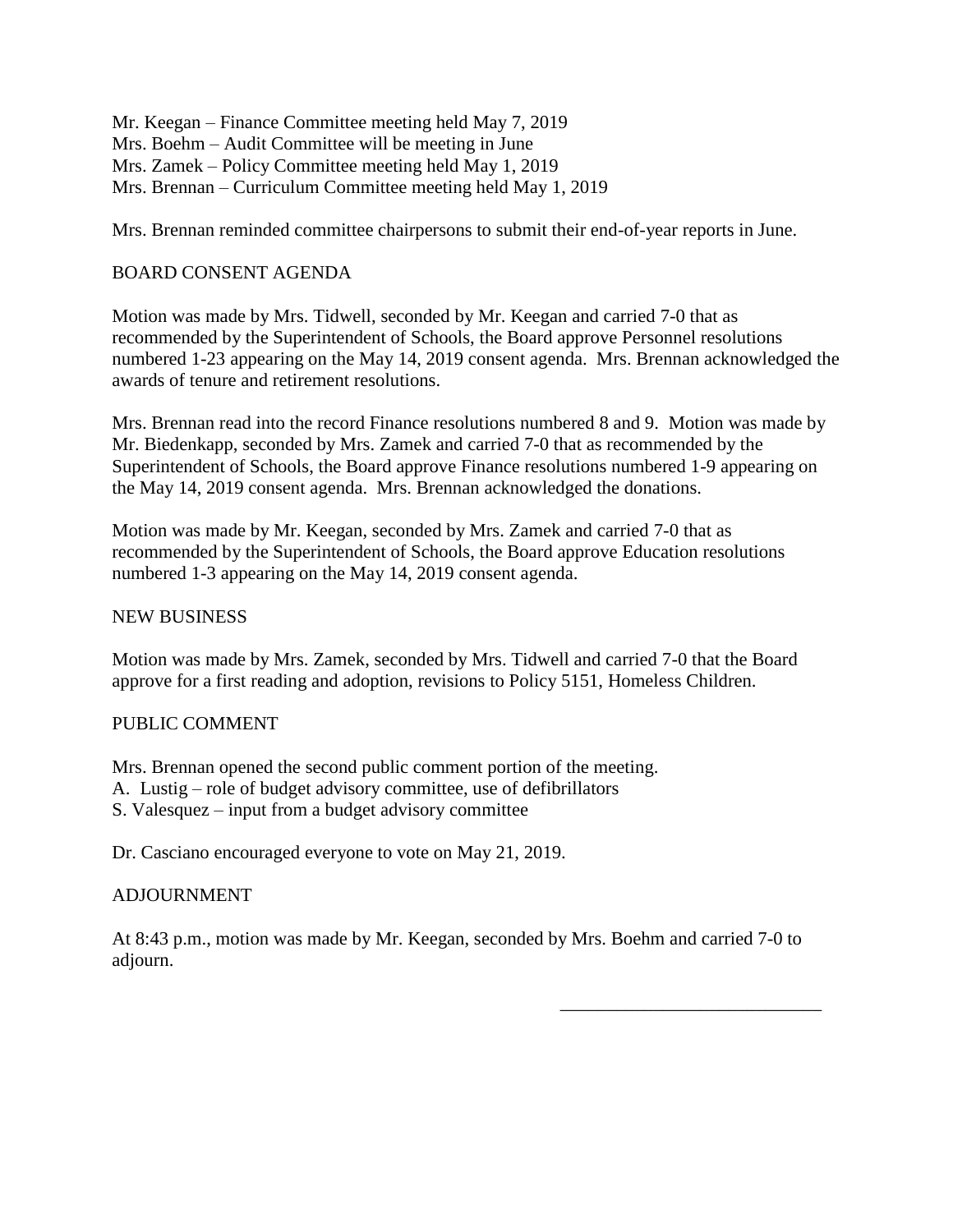Mr. Keegan – Finance Committee meeting held May 7, 2019
Mrs. Boehm – Audit Committee will be meeting in June
Mrs. Zamek – Policy Committee meeting held May 1, 2019
Mrs. Brennan – Curriculum Committee meeting held May 1, 2019

Mrs. Brennan reminded committee chairpersons to submit their end-of-year reports in June.

## BOARD CONSENT AGENDA

Motion was made by Mrs. Tidwell, seconded by Mr. Keegan and carried 7-0 that as recommended by the Superintendent of Schools, the Board approve Personnel resolutions numbered 1-23 appearing on the May 14, 2019 consent agenda. Mrs. Brennan acknowledged the awards of tenure and retirement resolutions.

Mrs. Brennan read into the record Finance resolutions numbered 8 and 9. Motion was made by Mr. Biedenkapp, seconded by Mrs. Zamek and carried 7-0 that as recommended by the Superintendent of Schools, the Board approve Finance resolutions numbered 1-9 appearing on the May 14, 2019 consent agenda. Mrs. Brennan acknowledged the donations.

Motion was made by Mr. Keegan, seconded by Mrs. Zamek and carried 7-0 that as recommended by the Superintendent of Schools, the Board approve Education resolutions numbered 1-3 appearing on the May 14, 2019 consent agenda.

## NEW BUSINESS

Motion was made by Mrs. Zamek, seconded by Mrs. Tidwell and carried 7-0 that the Board approve for a first reading and adoption, revisions to Policy 5151, Homeless Children.

## PUBLIC COMMENT

Mrs. Brennan opened the second public comment portion of the meeting.
A. Lustig – role of budget advisory committee, use of defibrillators
S. Valesquez – input from a budget advisory committee

Dr. Casciano encouraged everyone to vote on May 21, 2019.

## ADJOURNMENT

At 8:43 p.m., motion was made by Mr. Keegan, seconded by Mrs. Boehm and carried 7-0 to adjourn.

\_\_\_\_\_\_\_\_\_\_\_\_\_\_\_\_\_\_\_\_\_\_\_\_\_\_\_\_\_\_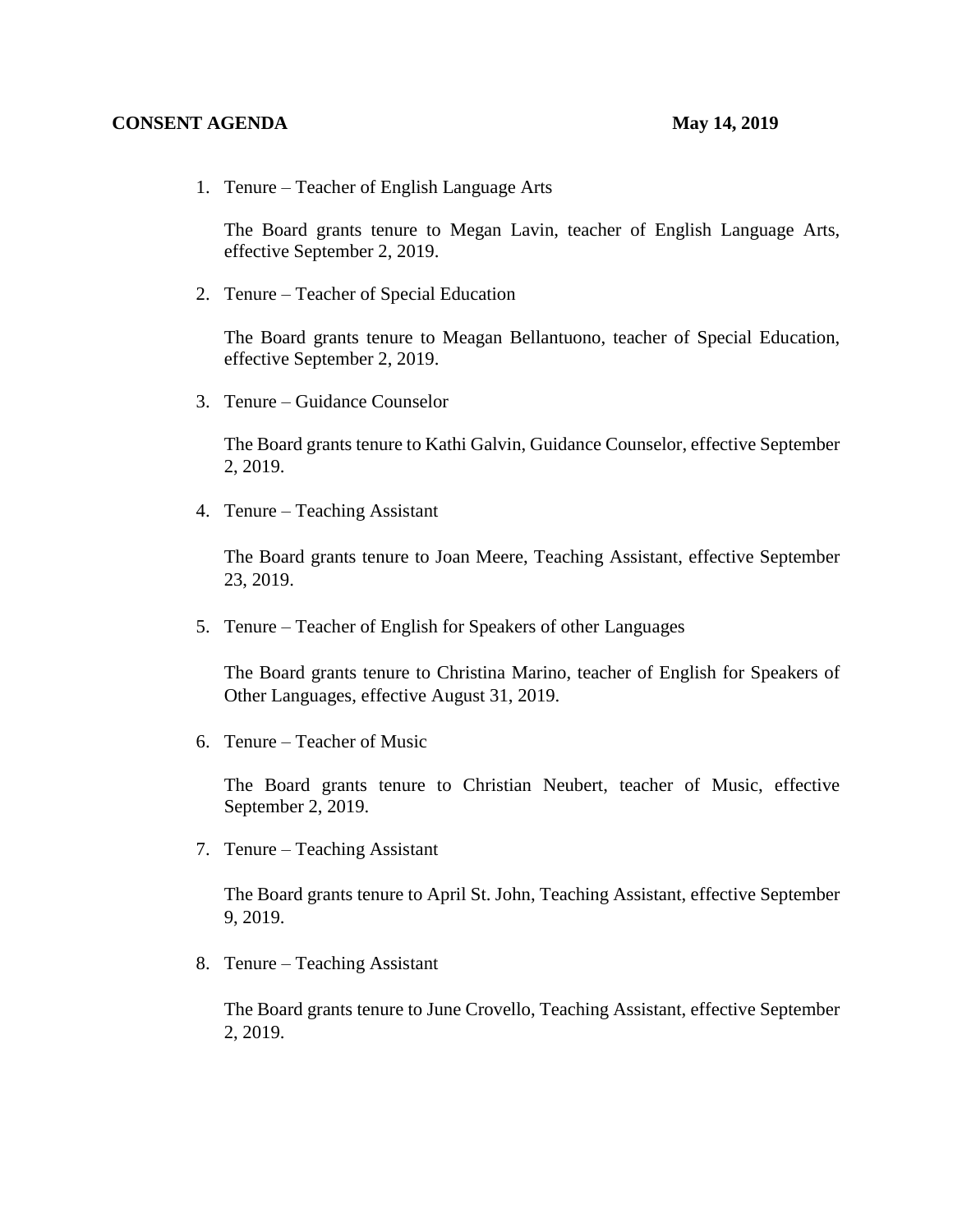**CONSENT AGENDA** **May 14, 2019**

1. Tenure – Teacher of English Language Arts

   The Board grants tenure to Megan Lavin, teacher of English Language Arts, effective September 2, 2019.

2. Tenure – Teacher of Special Education

   The Board grants tenure to Meagan Bellantuono, teacher of Special Education, effective September 2, 2019.

3. Tenure – Guidance Counselor

   The Board grants tenure to Kathi Galvin, Guidance Counselor, effective September 2, 2019.

4. Tenure – Teaching Assistant

   The Board grants tenure to Joan Meere, Teaching Assistant, effective September 23, 2019.

5. Tenure – Teacher of English for Speakers of other Languages

   The Board grants tenure to Christina Marino, teacher of English for Speakers of Other Languages, effective August 31, 2019.

6. Tenure – Teacher of Music

   The Board grants tenure to Christian Neubert, teacher of Music, effective September 2, 2019.

7. Tenure – Teaching Assistant

   The Board grants tenure to April St. John, Teaching Assistant, effective September 9, 2019.

8. Tenure – Teaching Assistant

   The Board grants tenure to June Crovello, Teaching Assistant, effective September 2, 2019.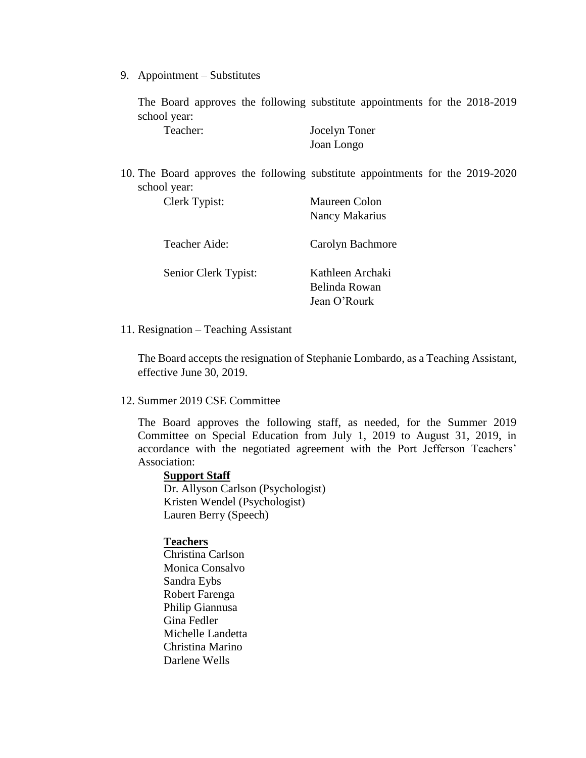9. Appointment – Substitutes

   The Board approves the following substitute appointments for the 2018-2019 school year:

   | | |
   |---|---|
   | Teacher: | Jocelyn Toner |
   | | Joan Longo |

10. The Board approves the following substitute appointments for the 2019-2020 school year:

   | | |
   |---|---|
   | Clerk Typist: | Maureen Colon |
   | | Nancy Makarius |
   | Teacher Aide: | Carolyn Bachmore |
   | Senior Clerk Typist: | Kathleen Archaki |
   | | Belinda Rowan |
   | | Jean O'Rourk |

11. Resignation – Teaching Assistant

   The Board accepts the resignation of Stephanie Lombardo, as a Teaching Assistant, effective June 30, 2019.

12. Summer 2019 CSE Committee

   The Board approves the following staff, as needed, for the Summer 2019 Committee on Special Education from July 1, 2019 to August 31, 2019, in accordance with the negotiated agreement with the Port Jefferson Teachers' Association:

   **Support Staff**
   Dr. Allyson Carlson (Psychologist)
   Kristen Wendel (Psychologist)
   Lauren Berry (Speech)

   **Teachers**
   Christina Carlson
   Monica Consalvo
   Sandra Eybs
   Robert Farenga
   Philip Giannusa
   Gina Fedler
   Michelle Landetta
   Christina Marino
   Darlene Wells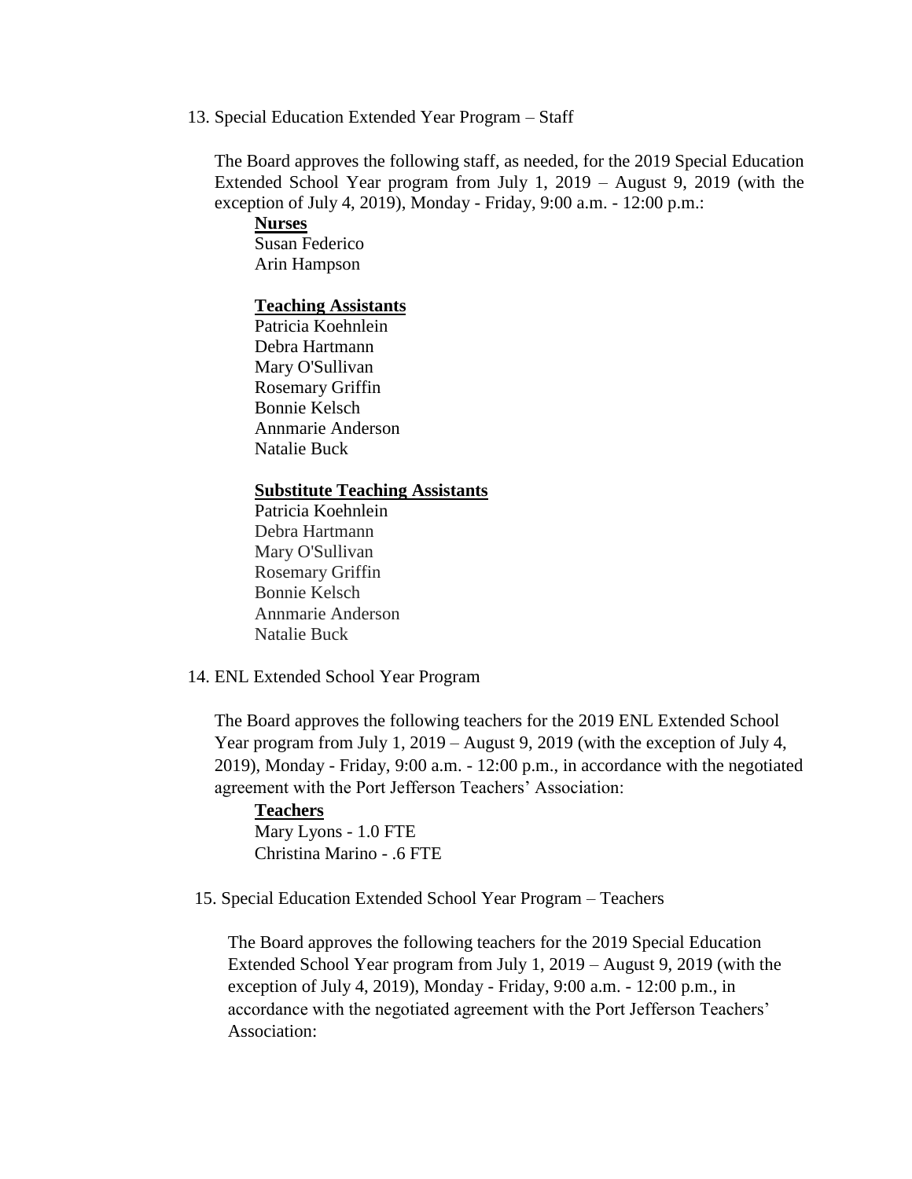13. Special Education Extended Year Program – Staff

The Board approves the following staff, as needed, for the 2019 Special Education Extended School Year program from July 1, 2019 – August 9, 2019 (with the exception of July 4, 2019), Monday - Friday, 9:00 a.m. - 12:00 p.m.:

**Nurses**
Susan Federico
Arin Hampson

**Teaching Assistants**
Patricia Koehnlein
Debra Hartmann
Mary O'Sullivan
Rosemary Griffin
Bonnie Kelsch
Annmarie Anderson
Natalie Buck

**Substitute Teaching Assistants**
Patricia Koehnlein
Debra Hartmann
Mary O'Sullivan
Rosemary Griffin
Bonnie Kelsch
Annmarie Anderson
Natalie Buck

14. ENL Extended School Year Program

The Board approves the following teachers for the 2019 ENL Extended School Year program from July 1, 2019 – August 9, 2019 (with the exception of July 4, 2019), Monday - Friday, 9:00 a.m. - 12:00 p.m., in accordance with the negotiated agreement with the Port Jefferson Teachers' Association:

**Teachers**
Mary Lyons - 1.0 FTE
Christina Marino - .6 FTE

15. Special Education Extended School Year Program – Teachers

The Board approves the following teachers for the 2019 Special Education Extended School Year program from July 1, 2019 – August 9, 2019 (with the exception of July 4, 2019), Monday - Friday, 9:00 a.m. - 12:00 p.m., in accordance with the negotiated agreement with the Port Jefferson Teachers' Association: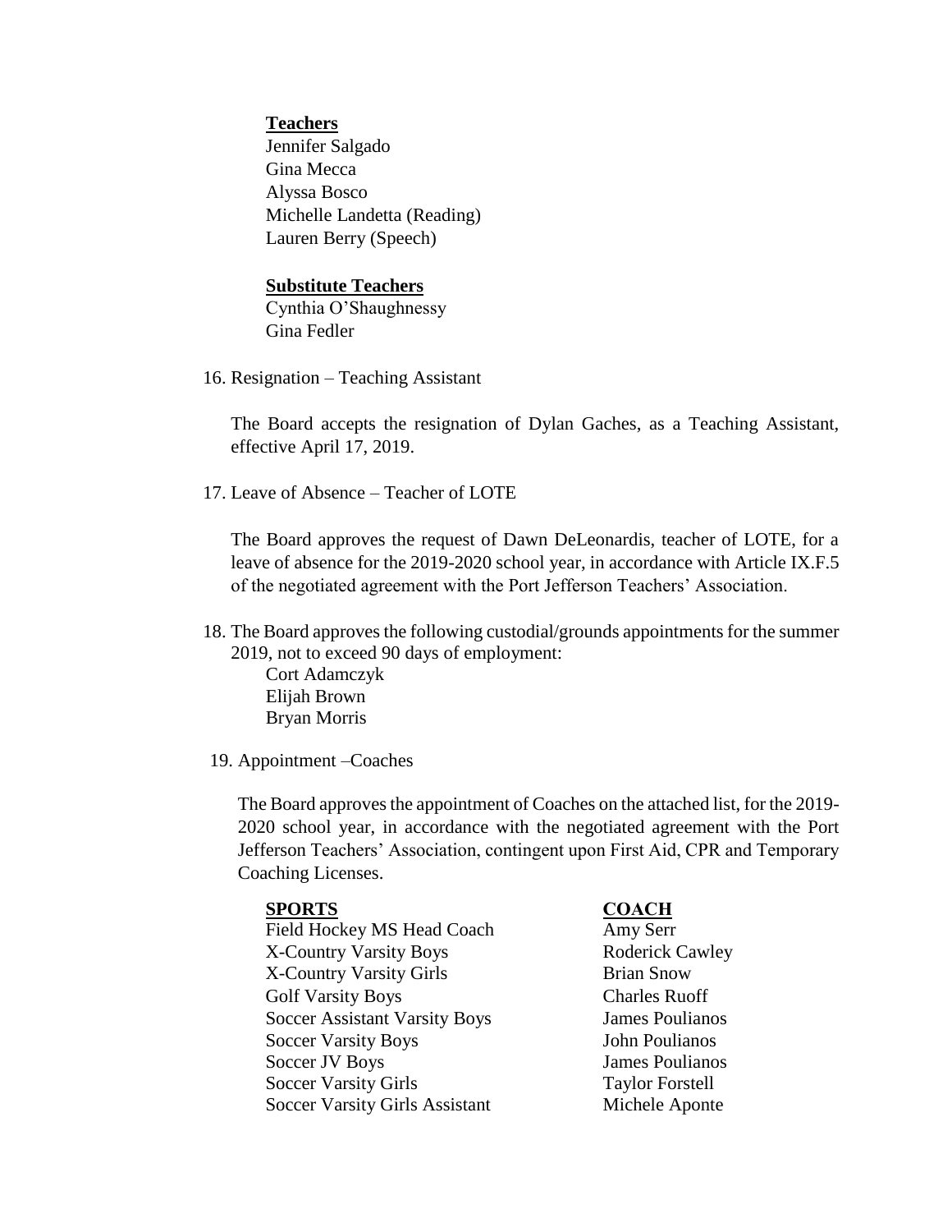**Teachers**
Jennifer Salgado
Gina Mecca
Alyssa Bosco
Michelle Landetta (Reading)
Lauren Berry (Speech)

**Substitute Teachers**
Cynthia O'Shaughnessy
Gina Fedler

16. Resignation – Teaching Assistant

 The Board accepts the resignation of Dylan Gaches, as a Teaching Assistant, effective April 17, 2019.

17. Leave of Absence – Teacher of LOTE

 The Board approves the request of Dawn DeLeonardis, teacher of LOTE, for a leave of absence for the 2019-2020 school year, in accordance with Article IX.F.5 of the negotiated agreement with the Port Jefferson Teachers' Association.

18. The Board approves the following custodial/grounds appointments for the summer 2019, not to exceed 90 days of employment:
 Cort Adamczyk
 Elijah Brown
 Bryan Morris

19. Appointment –Coaches

 The Board approves the appointment of Coaches on the attached list, for the 2019-2020 school year, in accordance with the negotiated agreement with the Port Jefferson Teachers' Association, contingent upon First Aid, CPR and Temporary Coaching Licenses.

| **SPORTS** | **COACH** |
|---|---|
| Field Hockey MS Head Coach | Amy Serr |
| X-Country Varsity Boys | Roderick Cawley |
| X-Country Varsity Girls | Brian Snow |
| Golf Varsity Boys | Charles Ruoff |
| Soccer Assistant Varsity Boys | James Poulianos |
| Soccer Varsity Boys | John Poulianos |
| Soccer JV Boys | James Poulianos |
| Soccer Varsity Girls | Taylor Forstell |
| Soccer Varsity Girls Assistant | Michele Aponte |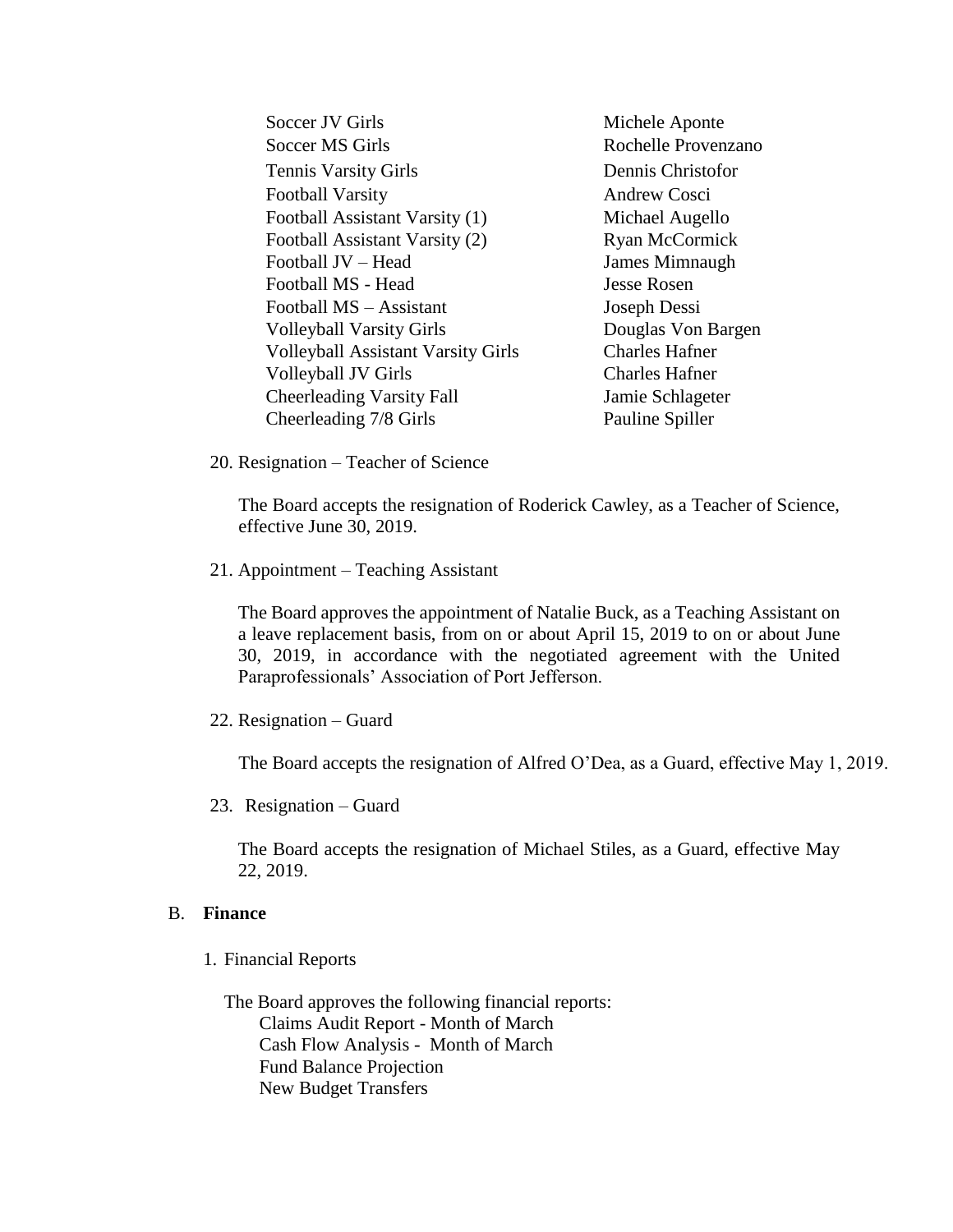| | |
|---|---|
| Soccer JV Girls | Michele Aponte |
| Soccer MS Girls | Rochelle Provenzano |
| Tennis Varsity Girls | Dennis Christofor |
| Football Varsity | Andrew Cosci |
| Football Assistant Varsity (1) | Michael Augello |
| Football Assistant Varsity (2) | Ryan McCormick |
| Football JV – Head | James Mimnaugh |
| Football MS - Head | Jesse Rosen |
| Football MS – Assistant | Joseph Dessi |
| Volleyball Varsity Girls | Douglas Von Bargen |
| Volleyball Assistant Varsity Girls | Charles Hafner |
| Volleyball JV Girls | Charles Hafner |
| Cheerleading Varsity Fall | Jamie Schlageter |
| Cheerleading 7/8 Girls | Pauline Spiller |

20. Resignation – Teacher of Science

    The Board accepts the resignation of Roderick Cawley, as a Teacher of Science, effective June 30, 2019.

21. Appointment – Teaching Assistant

    The Board approves the appointment of Natalie Buck, as a Teaching Assistant on a leave replacement basis, from on or about April 15, 2019 to on or about June 30, 2019, in accordance with the negotiated agreement with the United Paraprofessionals' Association of Port Jefferson.

22. Resignation – Guard

    The Board accepts the resignation of Alfred O'Dea, as a Guard, effective May 1, 2019.

23. Resignation – Guard

    The Board accepts the resignation of Michael Stiles, as a Guard, effective May 22, 2019.

B. **Finance**

1. Financial Reports

   The Board approves the following financial reports:
   - Claims Audit Report - Month of March
   - Cash Flow Analysis - Month of March
   - Fund Balance Projection
   - New Budget Transfers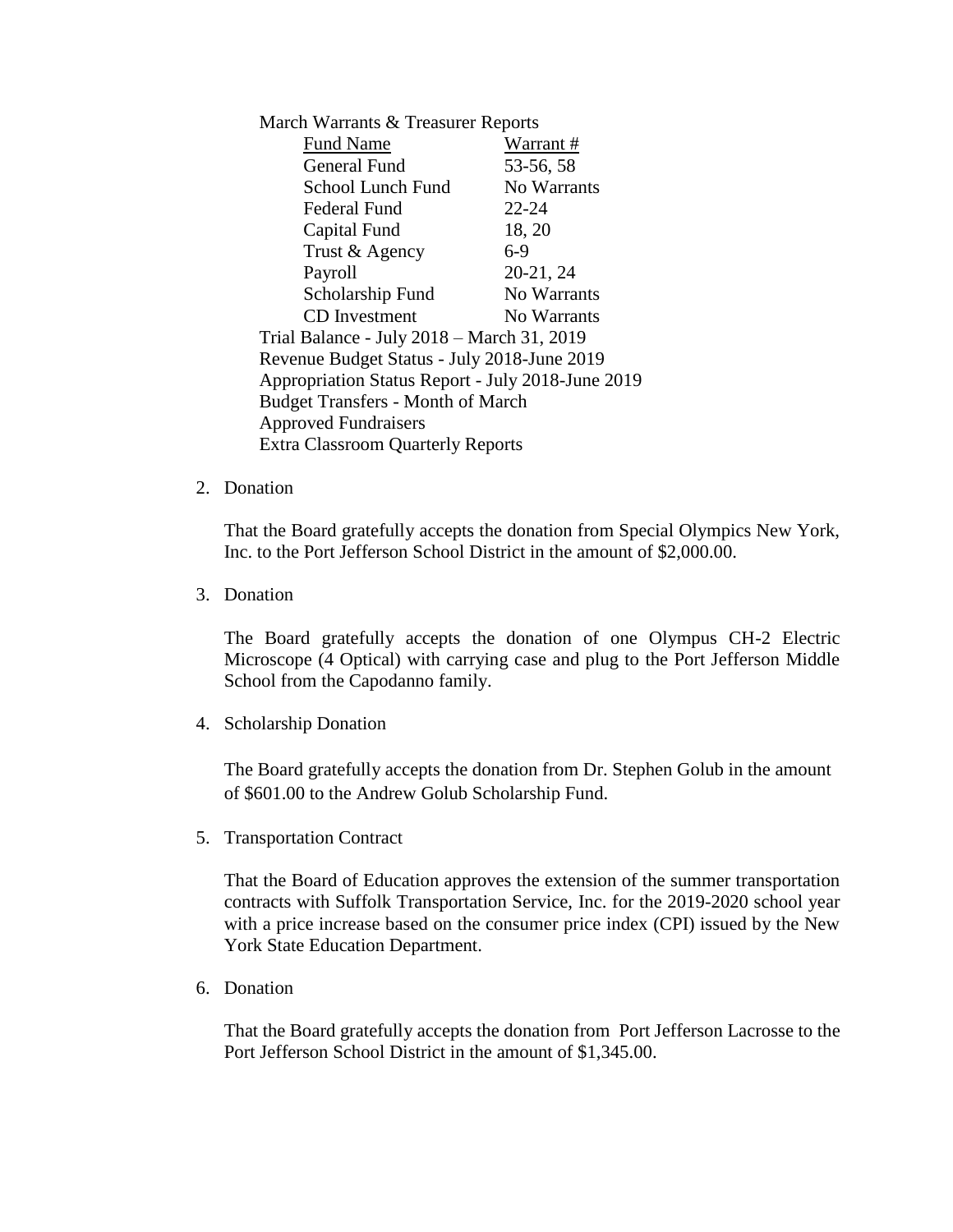March Warrants & Treasurer Reports

| Fund Name | Warrant # |
|---|---|
| General Fund | 53-56, 58 |
| School Lunch Fund | No Warrants |
| Federal Fund | 22-24 |
| Capital Fund | 18, 20 |
| Trust & Agency | 6-9 |
| Payroll | 20-21, 24 |
| Scholarship Fund | No Warrants |
| CD Investment | No Warrants |

Trial Balance - July 2018 – March 31, 2019
Revenue Budget Status - July 2018-June 2019
Appropriation Status Report - July 2018-June 2019
Budget Transfers - Month of March
Approved Fundraisers
Extra Classroom Quarterly Reports

2. Donation

   That the Board gratefully accepts the donation from Special Olympics New York, Inc. to the Port Jefferson School District in the amount of $2,000.00.

3. Donation

   The Board gratefully accepts the donation of one Olympus CH-2 Electric Microscope (4 Optical) with carrying case and plug to the Port Jefferson Middle School from the Capodanno family.

4. Scholarship Donation

   The Board gratefully accepts the donation from Dr. Stephen Golub in the amount of $601.00 to the Andrew Golub Scholarship Fund.

5. Transportation Contract

   That the Board of Education approves the extension of the summer transportation contracts with Suffolk Transportation Service, Inc. for the 2019-2020 school year with a price increase based on the consumer price index (CPI) issued by the New York State Education Department.

6. Donation

   That the Board gratefully accepts the donation from Port Jefferson Lacrosse to the Port Jefferson School District in the amount of $1,345.00.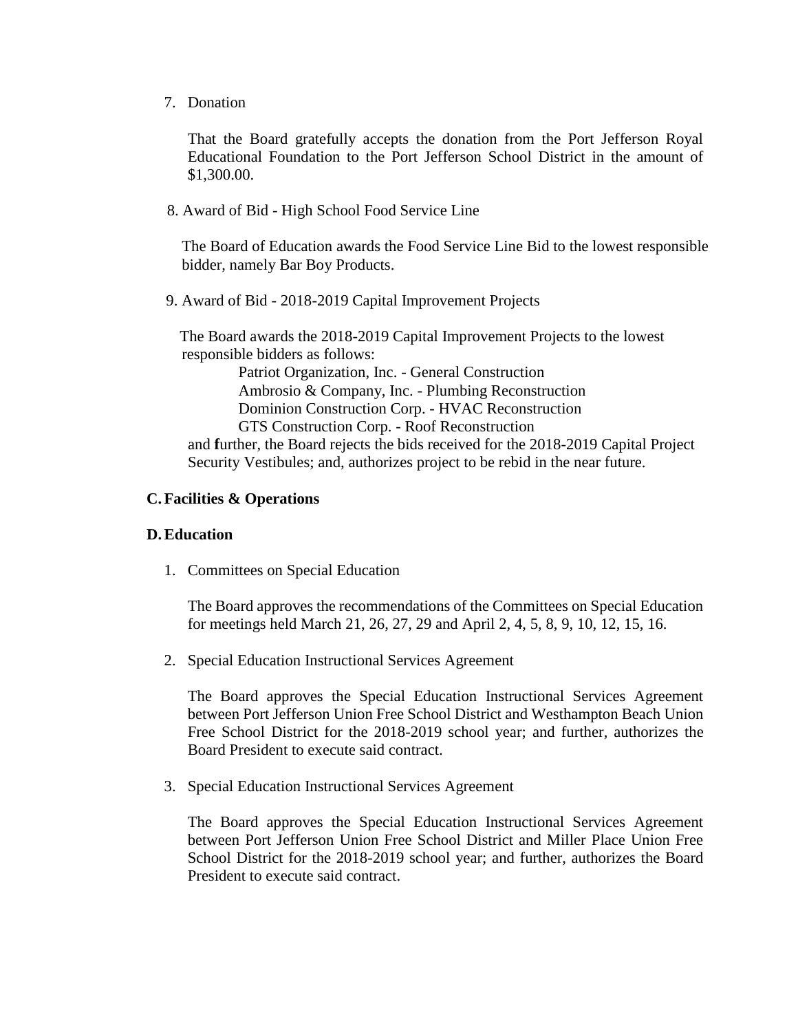7. Donation

   That the Board gratefully accepts the donation from the Port Jefferson Royal Educational Foundation to the Port Jefferson School District in the amount of $1,300.00.

8. Award of Bid - High School Food Service Line

   The Board of Education awards the Food Service Line Bid to the lowest responsible bidder, namely Bar Boy Products.

9. Award of Bid - 2018-2019 Capital Improvement Projects

   The Board awards the 2018-2019 Capital Improvement Projects to the lowest responsible bidders as follows:

   Patriot Organization, Inc. - General Construction
   Ambrosio & Company, Inc. - Plumbing Reconstruction
   Dominion Construction Corp. - HVAC Reconstruction
   GTS Construction Corp. - Roof Reconstruction

   and further, the Board rejects the bids received for the 2018-2019 Capital Project Security Vestibules; and, authorizes project to be rebid in the near future.

**C. Facilities & Operations**

**D. Education**

1. Committees on Special Education

   The Board approves the recommendations of the Committees on Special Education for meetings held March 21, 26, 27, 29 and April 2, 4, 5, 8, 9, 10, 12, 15, 16.

2. Special Education Instructional Services Agreement

   The Board approves the Special Education Instructional Services Agreement between Port Jefferson Union Free School District and Westhampton Beach Union Free School District for the 2018-2019 school year; and further, authorizes the Board President to execute said contract.

3. Special Education Instructional Services Agreement

   The Board approves the Special Education Instructional Services Agreement between Port Jefferson Union Free School District and Miller Place Union Free School District for the 2018-2019 school year; and further, authorizes the Board President to execute said contract.